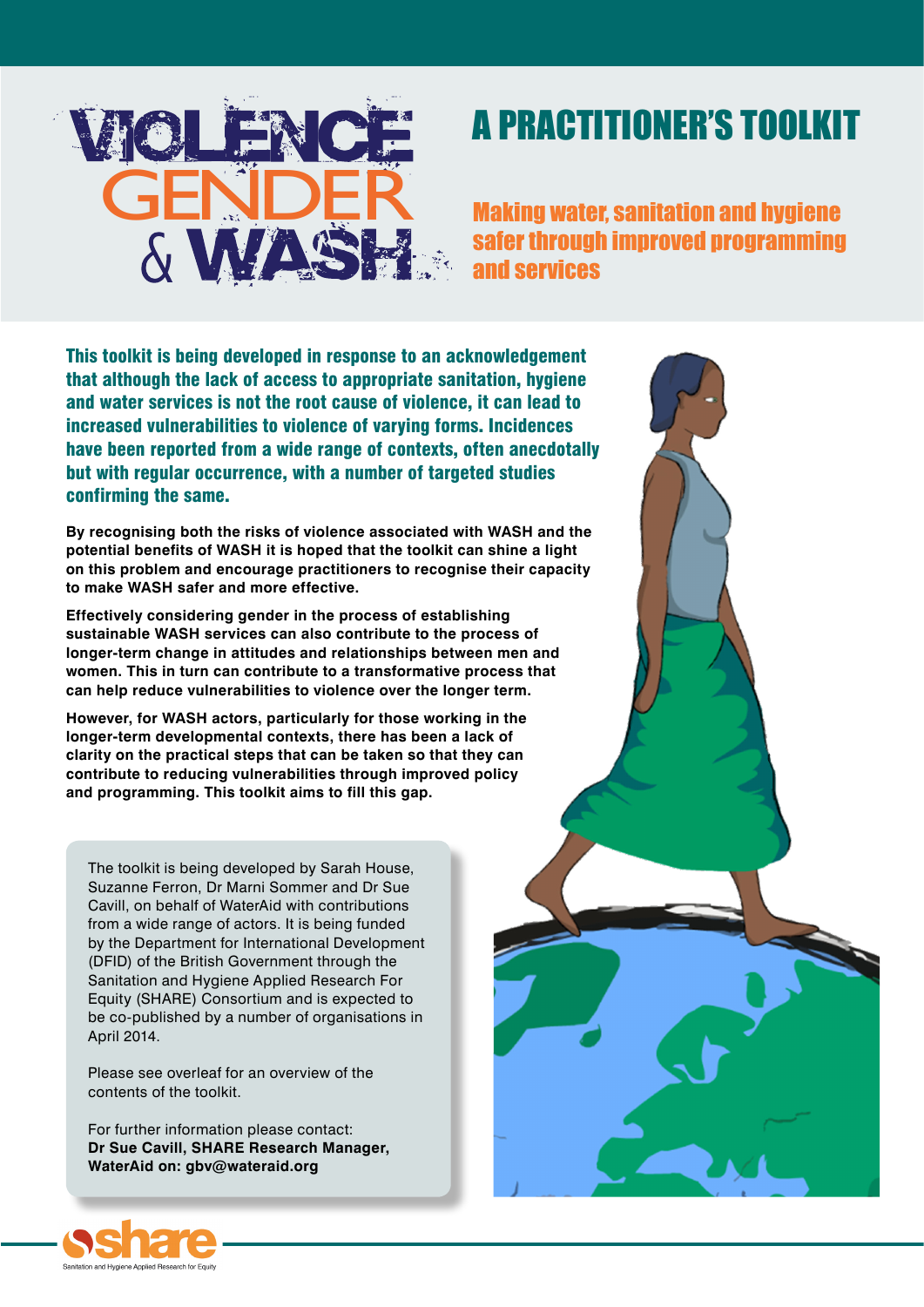# VIOLENCE GENDER & WASH

## A PRACTITIONER'S TOOLKIT

### Making water, sanitation and hygiene safer through improved programming and services

**This toolkit is being developed in response to an acknowledgement that although the lack of access to appropriate sanitation, hygiene and water services is not the root cause of violence, it can lead to increased vulnerabilities to violence of varying forms. Incidences have been reported from a wide range of contexts, often anecdotally but with regular occurrence, with a number of targeted studies confirming the same.**

**By recognising both the risks of violence associated with WASH and the potential benefits of WASH it is hoped that the toolkit can shine a light on this problem and encourage practitioners to recognise their capacity to make WASH safer and more effective.**

**Effectively considering gender in the process of establishing sustainable WASH services can also contribute to the process of longer-term change in attitudes and relationships between men and women. This in turn can contribute to a transformative process that can help reduce vulnerabilities to violence over the longer term.**

**However, for WASH actors, particularly for those working in the longer-term developmental contexts, there has been a lack of clarity on the practical steps that can be taken so that they can contribute to reducing vulnerabilities through improved policy and programming. This toolkit aims to fill this gap.**

The toolkit is being developed by Sarah House, Suzanne Ferron, Dr Marni Sommer and Dr Sue Cavill, on behalf of WaterAid with contributions from a wide range of actors. It is being funded by the Department for International Development (DFID) of the British Government through the Sanitation and Hygiene Applied Research For Equity (SHARE) Consortium and is expected to be co-published by a number of organisations in April 2014.

Please see overleaf for an overview of the contents of the toolkit.

For further information please contact:
**Dr Sue Cavill, SHARE Research Manager, WaterAid on: gbv@wateraid.org**

share – Sanitation and Hygiene Applied Research for Equity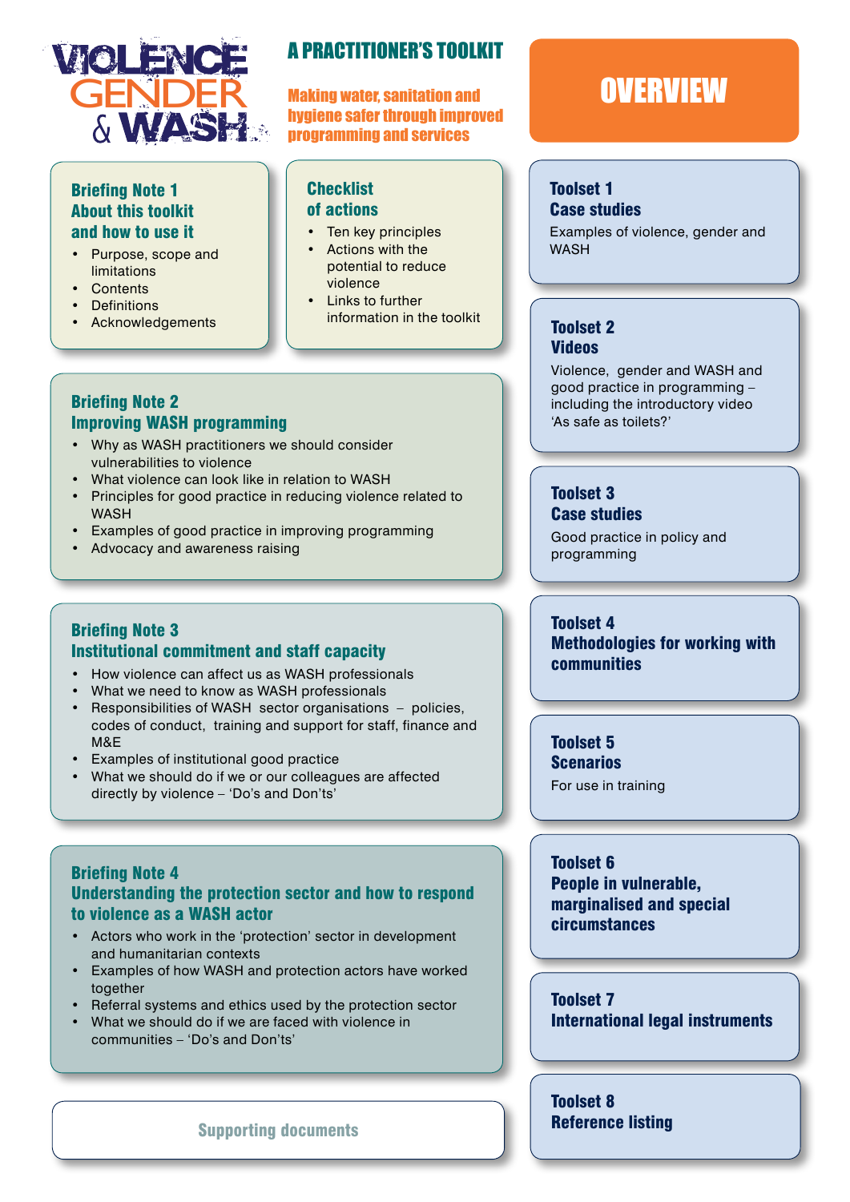# VIOLENCE GENDER & WASH

## A PRACTITIONER'S TOOLKIT

**Making water, sanitation and hygiene safer through improved programming and services**

# OVERVIEW

### Briefing Note 1
### About this toolkit and how to use it

- Purpose, scope and limitations
- Contents
- Definitions
- Acknowledgements

### Checklist of actions

- Ten key principles
- Actions with the potential to reduce violence
- Links to further information in the toolkit

### Briefing Note 2
### Improving WASH programming

- Why as WASH practitioners we should consider vulnerabilities to violence
- What violence can look like in relation to WASH
- Principles for good practice in reducing violence related to WASH
- Examples of good practice in improving programming
- Advocacy and awareness raising

### Briefing Note 3
### Institutional commitment and staff capacity

- How violence can affect us as WASH professionals
- What we need to know as WASH professionals
- Responsibilities of WASH sector organisations – policies, codes of conduct, training and support for staff, finance and M&E
- Examples of institutional good practice
- What we should do if we or our colleagues are affected directly by violence – 'Do's and Don'ts'

### Briefing Note 4
### Understanding the protection sector and how to respond to violence as a WASH actor

- Actors who work in the 'protection' sector in development and humanitarian contexts
- Examples of how WASH and protection actors have worked together
- Referral systems and ethics used by the protection sector
- What we should do if we are faced with violence in communities – 'Do's and Don'ts'

### Supporting documents

### Toolset 1
### Case studies

Examples of violence, gender and WASH

### Toolset 2
### Videos

Violence, gender and WASH and good practice in programming – including the introductory video 'As safe as toilets?'

### Toolset 3
### Case studies

Good practice in policy and programming

### Toolset 4
### Methodologies for working with communities

### Toolset 5
### Scenarios

For use in training

### Toolset 6
### People in vulnerable, marginalised and special circumstances

### Toolset 7
### International legal instruments

### Toolset 8
### Reference listing